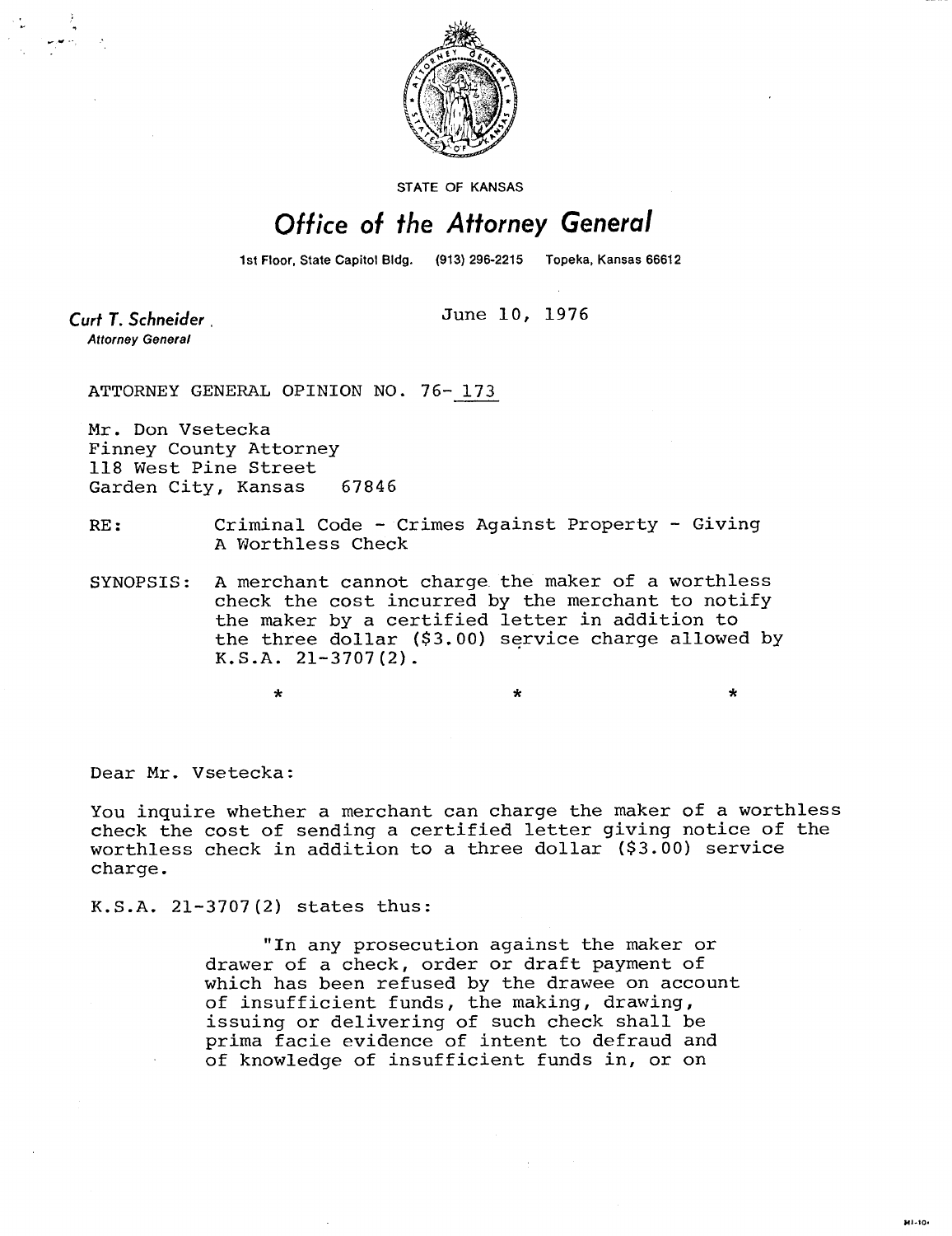STATE OF KANSAS

# Office of the Attorney General

1st Floor, State Capitol Bldg. (913) 296-2215 Topeka, Kansas 66612

**Curt T. Schneider**, Attorney General

June 10, 1976

ATTORNEY GENERAL OPINION NO. 76-173

Mr. Don Vsetecka
Finney County Attorney
118 West Pine Street
Garden City, Kansas 67846

RE: Criminal Code - Crimes Against Property - Giving A Worthless Check

SYNOPSIS: A merchant cannot charge the maker of a worthless check the cost incurred by the merchant to notify the maker by a certified letter in addition to the three dollar ($3.00) service charge allowed by K.S.A. 21-3707(2).

\*  \*  \*

Dear Mr. Vsetecka:

You inquire whether a merchant can charge the maker of a worthless check the cost of sending a certified letter giving notice of the worthless check in addition to a three dollar ($3.00) service charge.

K.S.A. 21-3707(2) states thus:

> "In any prosecution against the maker or drawer of a check, order or draft payment of which has been refused by the drawee on account of insufficient funds, the making, drawing, issuing or delivering of such check shall be prima facie evidence of intent to defraud and of knowledge of insufficient funds in, or on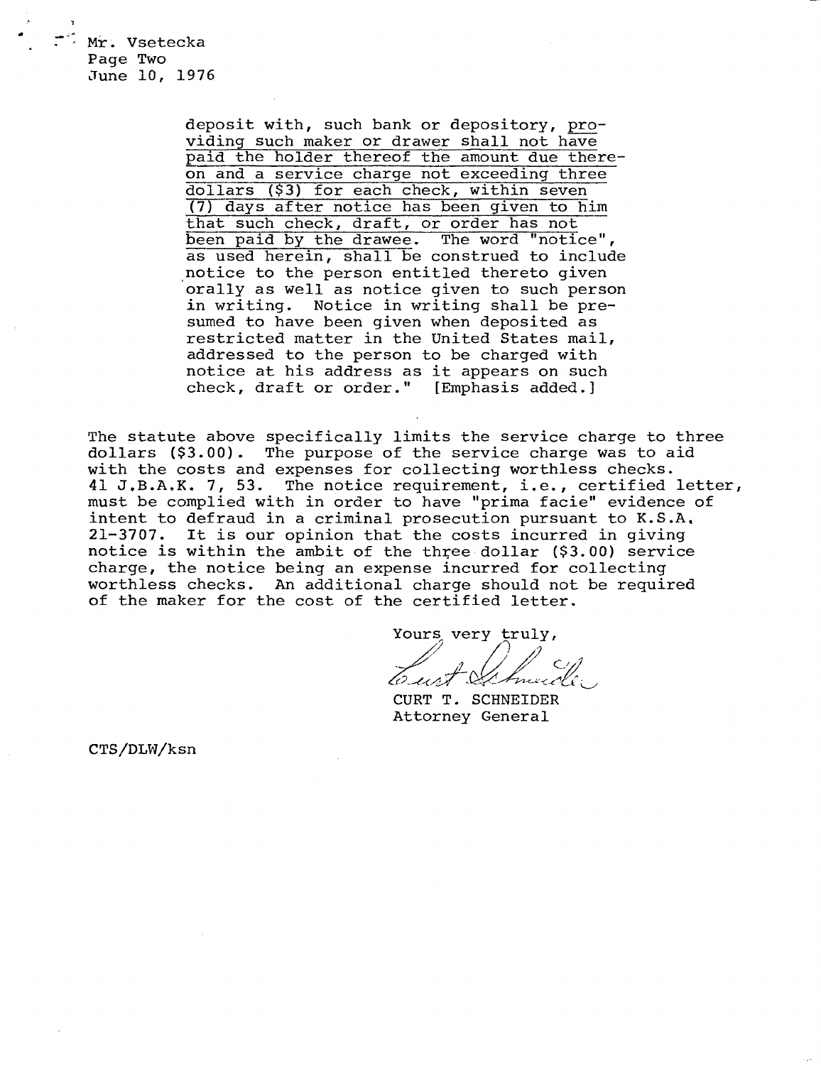deposit with, such bank or depository, <u>providing such maker or drawer shall not have paid the holder thereof the amount due thereon and a service charge not exceeding three dollars ($3) for each check, within seven (7) days after notice has been given to him that such check, draft, or order has not been paid by the drawee.</u> The word "notice", as used herein, shall be construed to include notice to the person entitled thereto given orally as well as notice given to such person in writing. Notice in writing shall be presumed to have been given when deposited as restricted matter in the United States mail, addressed to the person to be charged with notice at his address as it appears on such check, draft or order." [Emphasis added.]

The statute above specifically limits the service charge to three dollars ($3.00). The purpose of the service charge was to aid with the costs and expenses for collecting worthless checks. 41 J.B.A.K. 7, 53. The notice requirement, i.e., certified letter, must be complied with in order to have "prima facie" evidence of intent to defraud in a criminal prosecution pursuant to K.S.A. 21-3707. It is our opinion that the costs incurred in giving notice is within the ambit of the three dollar ($3.00) service charge, the notice being an expense incurred for collecting worthless checks. An additional charge should not be required of the maker for the cost of the certified letter.

Yours very truly,

CURT T. SCHNEIDER
Attorney General

CTS/DLW/ksn